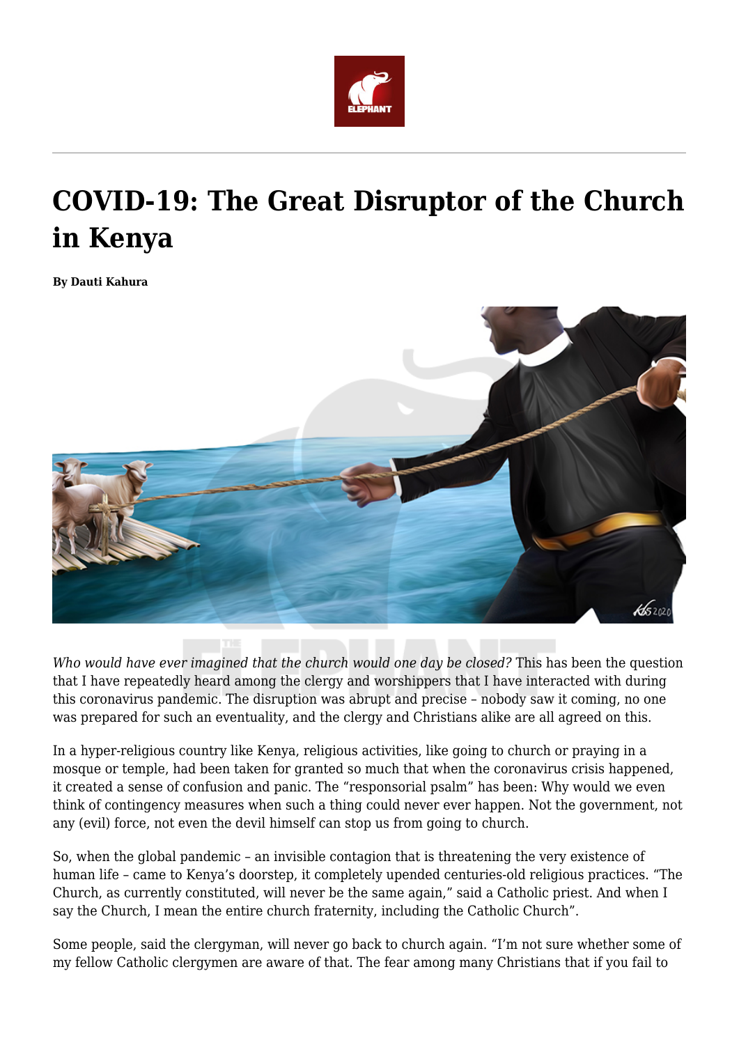# COVID-19: The Great Disruptor of the Church in Kenya

**By Dauti Kahura**

*Who would have ever imagined that the church would one day be closed?* This has been the question that I have repeatedly heard among the clergy and worshippers that I have interacted with during this coronavirus pandemic. The disruption was abrupt and precise – nobody saw it coming, no one was prepared for such an eventuality, and the clergy and Christians alike are all agreed on this.

In a hyper-religious country like Kenya, religious activities, like going to church or praying in a mosque or temple, had been taken for granted so much that when the coronavirus crisis happened, it created a sense of confusion and panic. The "responsorial psalm" has been: Why would we even think of contingency measures when such a thing could never ever happen. Not the government, not any (evil) force, not even the devil himself can stop us from going to church.

So, when the global pandemic – an invisible contagion that is threatening the very existence of human life – came to Kenya's doorstep, it completely upended centuries-old religious practices. "The Church, as currently constituted, will never be the same again," said a Catholic priest. And when I say the Church, I mean the entire church fraternity, including the Catholic Church".

Some people, said the clergyman, will never go back to church again. "I'm not sure whether some of my fellow Catholic clergymen are aware of that. The fear among many Christians that if you fail to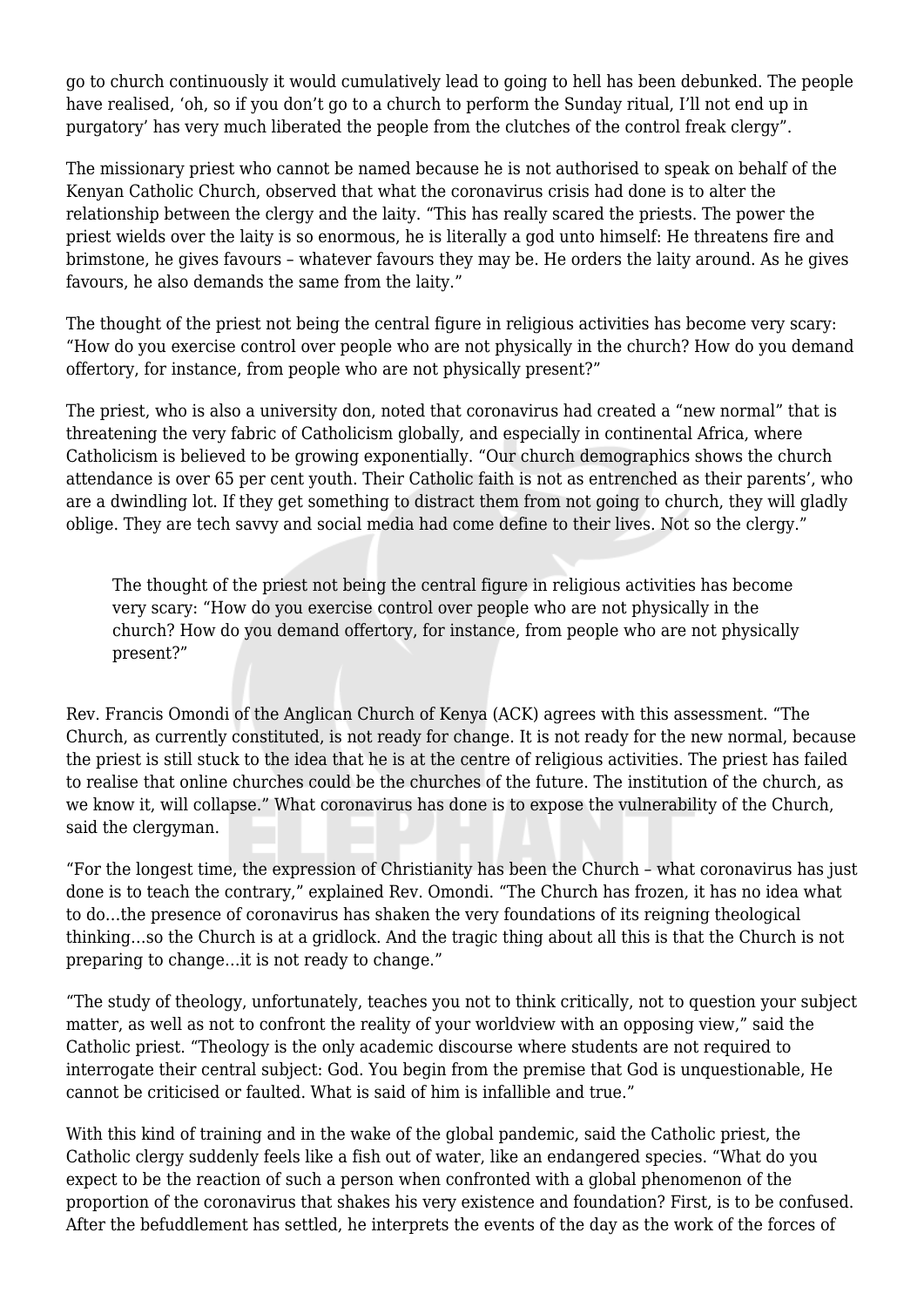go to church continuously it would cumulatively lead to going to hell has been debunked. The people have realised, 'oh, so if you don't go to a church to perform the Sunday ritual, I'll not end up in purgatory' has very much liberated the people from the clutches of the control freak clergy".

The missionary priest who cannot be named because he is not authorised to speak on behalf of the Kenyan Catholic Church, observed that what the coronavirus crisis had done is to alter the relationship between the clergy and the laity. "This has really scared the priests. The power the priest wields over the laity is so enormous, he is literally a god unto himself: He threatens fire and brimstone, he gives favours – whatever favours they may be. He orders the laity around. As he gives favours, he also demands the same from the laity."

The thought of the priest not being the central figure in religious activities has become very scary: "How do you exercise control over people who are not physically in the church? How do you demand offertory, for instance, from people who are not physically present?"

The priest, who is also a university don, noted that coronavirus had created a "new normal" that is threatening the very fabric of Catholicism globally, and especially in continental Africa, where Catholicism is believed to be growing exponentially. "Our church demographics shows the church attendance is over 65 per cent youth. Their Catholic faith is not as entrenched as their parents', who are a dwindling lot. If they get something to distract them from not going to church, they will gladly oblige. They are tech savvy and social media had come define to their lives. Not so the clergy."

> The thought of the priest not being the central figure in religious activities has become very scary: "How do you exercise control over people who are not physically in the church? How do you demand offertory, for instance, from people who are not physically present?"

Rev. Francis Omondi of the Anglican Church of Kenya (ACK) agrees with this assessment. "The Church, as currently constituted, is not ready for change. It is not ready for the new normal, because the priest is still stuck to the idea that he is at the centre of religious activities. The priest has failed to realise that online churches could be the churches of the future. The institution of the church, as we know it, will collapse." What coronavirus has done is to expose the vulnerability of the Church, said the clergyman.

"For the longest time, the expression of Christianity has been the Church – what coronavirus has just done is to teach the contrary," explained Rev. Omondi. "The Church has frozen, it has no idea what to do…the presence of coronavirus has shaken the very foundations of its reigning theological thinking…so the Church is at a gridlock. And the tragic thing about all this is that the Church is not preparing to change…it is not ready to change."

"The study of theology, unfortunately, teaches you not to think critically, not to question your subject matter, as well as not to confront the reality of your worldview with an opposing view," said the Catholic priest. "Theology is the only academic discourse where students are not required to interrogate their central subject: God. You begin from the premise that God is unquestionable, He cannot be criticised or faulted. What is said of him is infallible and true."

With this kind of training and in the wake of the global pandemic, said the Catholic priest, the Catholic clergy suddenly feels like a fish out of water, like an endangered species. "What do you expect to be the reaction of such a person when confronted with a global phenomenon of the proportion of the coronavirus that shakes his very existence and foundation? First, is to be confused. After the befuddlement has settled, he interprets the events of the day as the work of the forces of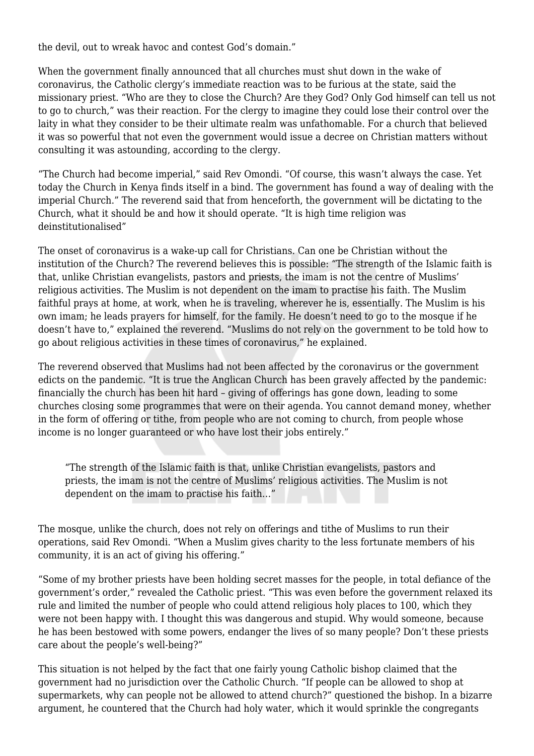the devil, out to wreak havoc and contest God's domain."

When the government finally announced that all churches must shut down in the wake of coronavirus, the Catholic clergy's immediate reaction was to be furious at the state, said the missionary priest. "Who are they to close the Church? Are they God? Only God himself can tell us not to go to church," was their reaction. For the clergy to imagine they could lose their control over the laity in what they consider to be their ultimate realm was unfathomable. For a church that believed it was so powerful that not even the government would issue a decree on Christian matters without consulting it was astounding, according to the clergy.

"The Church had become imperial," said Rev Omondi. "Of course, this wasn't always the case. Yet today the Church in Kenya finds itself in a bind. The government has found a way of dealing with the imperial Church." The reverend said that from henceforth, the government will be dictating to the Church, what it should be and how it should operate. "It is high time religion was deinstitutionalised"

The onset of coronavirus is a wake-up call for Christians. Can one be Christian without the institution of the Church? The reverend believes this is possible: "The strength of the Islamic faith is that, unlike Christian evangelists, pastors and priests, the imam is not the centre of Muslims' religious activities. The Muslim is not dependent on the imam to practise his faith. The Muslim faithful prays at home, at work, when he is traveling, wherever he is, essentially. The Muslim is his own imam; he leads prayers for himself, for the family. He doesn't need to go to the mosque if he doesn't have to," explained the reverend. "Muslims do not rely on the government to be told how to go about religious activities in these times of coronavirus," he explained.

The reverend observed that Muslims had not been affected by the coronavirus or the government edicts on the pandemic. "It is true the Anglican Church has been gravely affected by the pandemic: financially the church has been hit hard – giving of offerings has gone down, leading to some churches closing some programmes that were on their agenda. You cannot demand money, whether in the form of offering or tithe, from people who are not coming to church, from people whose income is no longer guaranteed or who have lost their jobs entirely."

> "The strength of the Islamic faith is that, unlike Christian evangelists, pastors and priests, the imam is not the centre of Muslims' religious activities. The Muslim is not dependent on the imam to practise his faith..."

The mosque, unlike the church, does not rely on offerings and tithe of Muslims to run their operations, said Rev Omondi. "When a Muslim gives charity to the less fortunate members of his community, it is an act of giving his offering."

"Some of my brother priests have been holding secret masses for the people, in total defiance of the government's order," revealed the Catholic priest. "This was even before the government relaxed its rule and limited the number of people who could attend religious holy places to 100, which they were not been happy with. I thought this was dangerous and stupid. Why would someone, because he has been bestowed with some powers, endanger the lives of so many people? Don't these priests care about the people's well-being?"

This situation is not helped by the fact that one fairly young Catholic bishop claimed that the government had no jurisdiction over the Catholic Church. "If people can be allowed to shop at supermarkets, why can people not be allowed to attend church?" questioned the bishop. In a bizarre argument, he countered that the Church had holy water, which it would sprinkle the congregants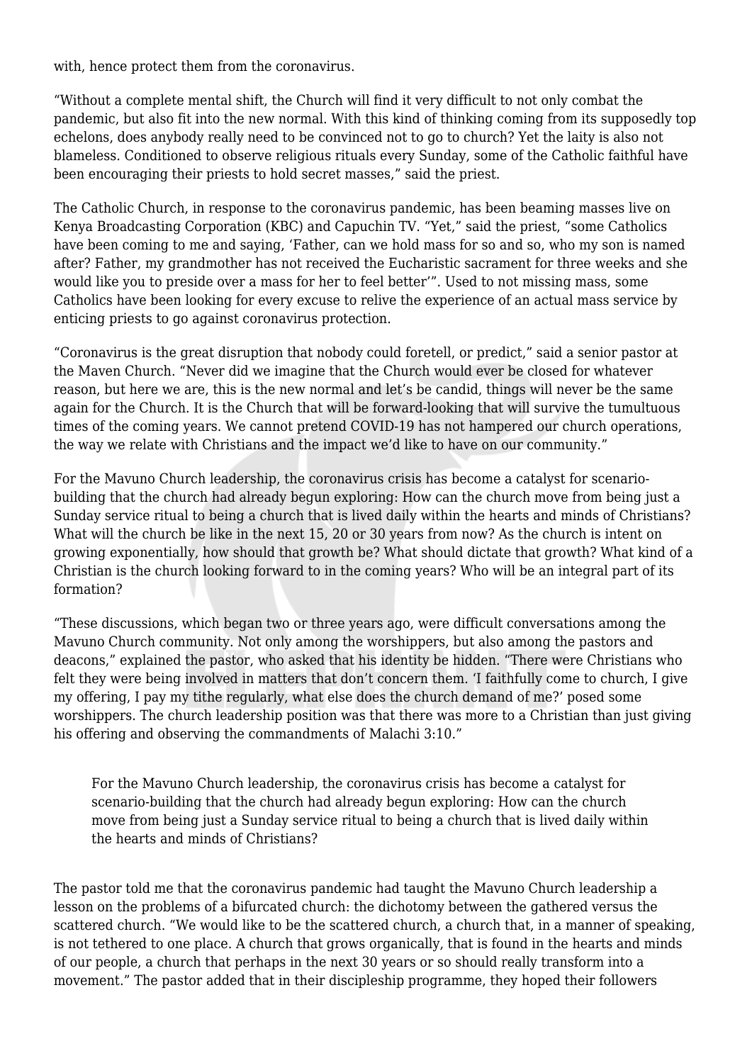with, hence protect them from the coronavirus.

"Without a complete mental shift, the Church will find it very difficult to not only combat the pandemic, but also fit into the new normal. With this kind of thinking coming from its supposedly top echelons, does anybody really need to be convinced not to go to church? Yet the laity is also not blameless. Conditioned to observe religious rituals every Sunday, some of the Catholic faithful have been encouraging their priests to hold secret masses," said the priest.

The Catholic Church, in response to the coronavirus pandemic, has been beaming masses live on Kenya Broadcasting Corporation (KBC) and Capuchin TV. "Yet," said the priest, "some Catholics have been coming to me and saying, 'Father, can we hold mass for so and so, who my son is named after? Father, my grandmother has not received the Eucharistic sacrament for three weeks and she would like you to preside over a mass for her to feel better'". Used to not missing mass, some Catholics have been looking for every excuse to relive the experience of an actual mass service by enticing priests to go against coronavirus protection.

"Coronavirus is the great disruption that nobody could foretell, or predict," said a senior pastor at the Maven Church. "Never did we imagine that the Church would ever be closed for whatever reason, but here we are, this is the new normal and let's be candid, things will never be the same again for the Church. It is the Church that will be forward-looking that will survive the tumultuous times of the coming years. We cannot pretend COVID-19 has not hampered our church operations, the way we relate with Christians and the impact we'd like to have on our community."

For the Mavuno Church leadership, the coronavirus crisis has become a catalyst for scenario-building that the church had already begun exploring: How can the church move from being just a Sunday service ritual to being a church that is lived daily within the hearts and minds of Christians? What will the church be like in the next 15, 20 or 30 years from now? As the church is intent on growing exponentially, how should that growth be? What should dictate that growth? What kind of a Christian is the church looking forward to in the coming years? Who will be an integral part of its formation?

"These discussions, which began two or three years ago, were difficult conversations among the Mavuno Church community. Not only among the worshippers, but also among the pastors and deacons," explained the pastor, who asked that his identity be hidden. "There were Christians who felt they were being involved in matters that don't concern them. 'I faithfully come to church, I give my offering, I pay my tithe regularly, what else does the church demand of me?' posed some worshippers. The church leadership position was that there was more to a Christian than just giving his offering and observing the commandments of Malachi 3:10."

> For the Mavuno Church leadership, the coronavirus crisis has become a catalyst for scenario-building that the church had already begun exploring: How can the church move from being just a Sunday service ritual to being a church that is lived daily within the hearts and minds of Christians?

The pastor told me that the coronavirus pandemic had taught the Mavuno Church leadership a lesson on the problems of a bifurcated church: the dichotomy between the gathered versus the scattered church. "We would like to be the scattered church, a church that, in a manner of speaking, is not tethered to one place. A church that grows organically, that is found in the hearts and minds of our people, a church that perhaps in the next 30 years or so should really transform into a movement." The pastor added that in their discipleship programme, they hoped their followers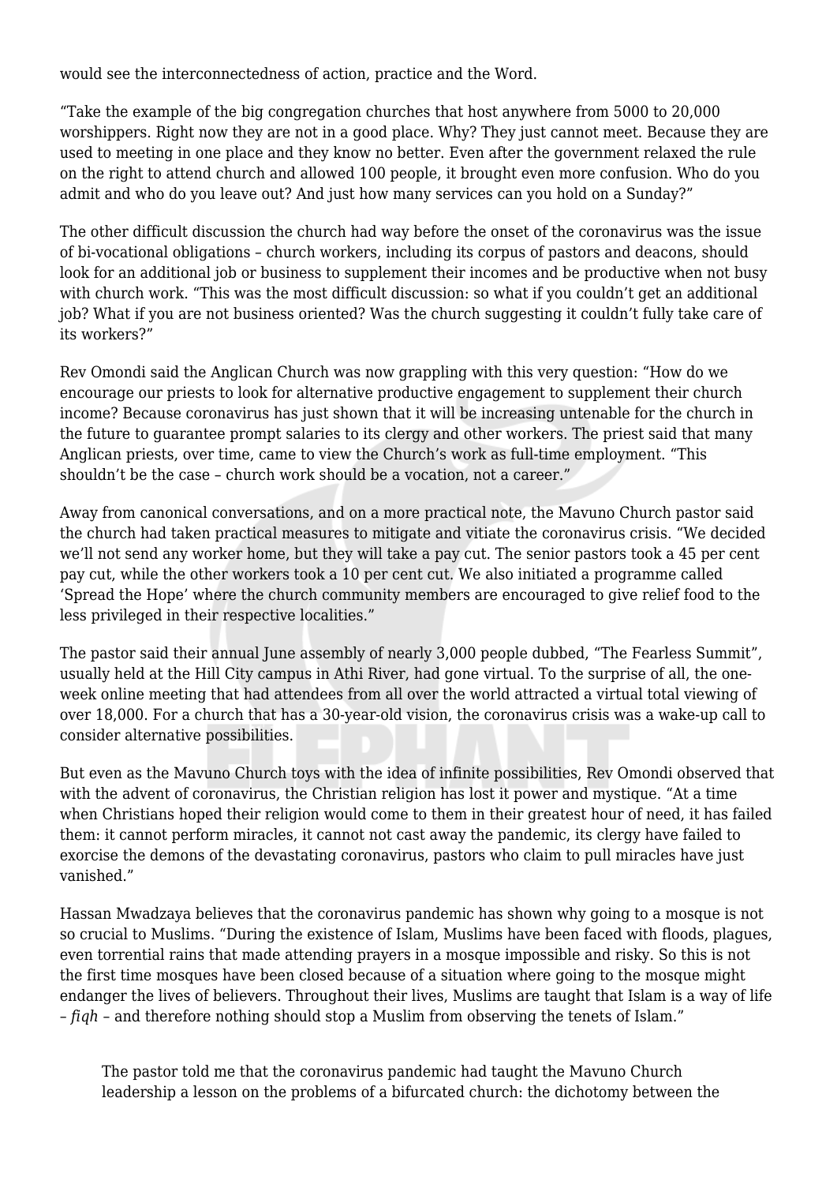would see the interconnectedness of action, practice and the Word.

"Take the example of the big congregation churches that host anywhere from 5000 to 20,000 worshippers. Right now they are not in a good place. Why? They just cannot meet. Because they are used to meeting in one place and they know no better. Even after the government relaxed the rule on the right to attend church and allowed 100 people, it brought even more confusion. Who do you admit and who do you leave out? And just how many services can you hold on a Sunday?"

The other difficult discussion the church had way before the onset of the coronavirus was the issue of bi-vocational obligations – church workers, including its corpus of pastors and deacons, should look for an additional job or business to supplement their incomes and be productive when not busy with church work. "This was the most difficult discussion: so what if you couldn't get an additional job? What if you are not business oriented? Was the church suggesting it couldn't fully take care of its workers?"

Rev Omondi said the Anglican Church was now grappling with this very question: "How do we encourage our priests to look for alternative productive engagement to supplement their church income? Because coronavirus has just shown that it will be increasing untenable for the church in the future to guarantee prompt salaries to its clergy and other workers. The priest said that many Anglican priests, over time, came to view the Church's work as full-time employment. "This shouldn't be the case – church work should be a vocation, not a career."

Away from canonical conversations, and on a more practical note, the Mavuno Church pastor said the church had taken practical measures to mitigate and vitiate the coronavirus crisis. "We decided we'll not send any worker home, but they will take a pay cut. The senior pastors took a 45 per cent pay cut, while the other workers took a 10 per cent cut. We also initiated a programme called 'Spread the Hope' where the church community members are encouraged to give relief food to the less privileged in their respective localities."

The pastor said their annual June assembly of nearly 3,000 people dubbed, "The Fearless Summit", usually held at the Hill City campus in Athi River, had gone virtual. To the surprise of all, the one-week online meeting that had attendees from all over the world attracted a virtual total viewing of over 18,000. For a church that has a 30-year-old vision, the coronavirus crisis was a wake-up call to consider alternative possibilities.

But even as the Mavuno Church toys with the idea of infinite possibilities, Rev Omondi observed that with the advent of coronavirus, the Christian religion has lost it power and mystique. "At a time when Christians hoped their religion would come to them in their greatest hour of need, it has failed them: it cannot perform miracles, it cannot not cast away the pandemic, its clergy have failed to exorcise the demons of the devastating coronavirus, pastors who claim to pull miracles have just vanished."

Hassan Mwadzaya believes that the coronavirus pandemic has shown why going to a mosque is not so crucial to Muslims. "During the existence of Islam, Muslims have been faced with floods, plagues, even torrential rains that made attending prayers in a mosque impossible and risky. So this is not the first time mosques have been closed because of a situation where going to the mosque might endanger the lives of believers. Throughout their lives, Muslims are taught that Islam is a way of life – *fiqh* – and therefore nothing should stop a Muslim from observing the tenets of Islam."

> The pastor told me that the coronavirus pandemic had taught the Mavuno Church leadership a lesson on the problems of a bifurcated church: the dichotomy between the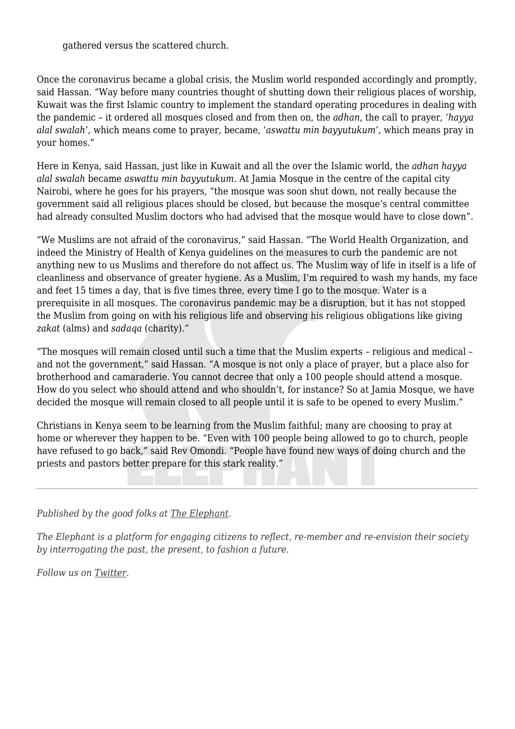gathered versus the scattered church.

Once the coronavirus became a global crisis, the Muslim world responded accordingly and promptly, said Hassan. "Way before many countries thought of shutting down their religious places of worship, Kuwait was the first Islamic country to implement the standard operating procedures in dealing with the pandemic – it ordered all mosques closed and from then on, the *adhan*, the call to prayer, *'hayya alal swalah'*, which means come to prayer, became, '*aswattu min bayyutukum*', which means pray in your homes."

Here in Kenya, said Hassan, just like in Kuwait and all the over the Islamic world, the *adhan hayya alal swalah* became *aswattu min bayyutukum.* At Jamia Mosque in the centre of the capital city Nairobi, where he goes for his prayers, "the mosque was soon shut down, not really because the government said all religious places should be closed, but because the mosque's central committee had already consulted Muslim doctors who had advised that the mosque would have to close down".

"We Muslims are not afraid of the coronavirus," said Hassan. "The World Health Organization, and indeed the Ministry of Health of Kenya guidelines on the measures to curb the pandemic are not anything new to us Muslims and therefore do not affect us. The Muslim way of life in itself is a life of cleanliness and observance of greater hygiene. As a Muslim, I'm required to wash my hands, my face and feet 15 times a day, that is five times three, every time I go to the mosque. Water is a prerequisite in all mosques. The coronavirus pandemic may be a disruption, but it has not stopped the Muslim from going on with his religious life and observing his religious obligations like giving *zakat* (alms) and *sadaqa* (charity)."

"The mosques will remain closed until such a time that the Muslim experts – religious and medical – and not the government," said Hassan. "A mosque is not only a place of prayer, but a place also for brotherhood and camaraderie. You cannot decree that only a 100 people should attend a mosque. How do you select who should attend and who shouldn't, for instance? So at Jamia Mosque, we have decided the mosque will remain closed to all people until it is safe to be opened to every Muslim."

Christians in Kenya seem to be learning from the Muslim faithful; many are choosing to pray at home or wherever they happen to be. "Even with 100 people being allowed to go to church, people have refused to go back," said Rev Omondi. "People have found new ways of doing church and the priests and pastors better prepare for this stark reality."

---

*Published by the good folks at The Elephant.*

*The Elephant is a platform for engaging citizens to reflect, re-member and re-envision their society by interrogating the past, the present, to fashion a future.*

*Follow us on Twitter.*